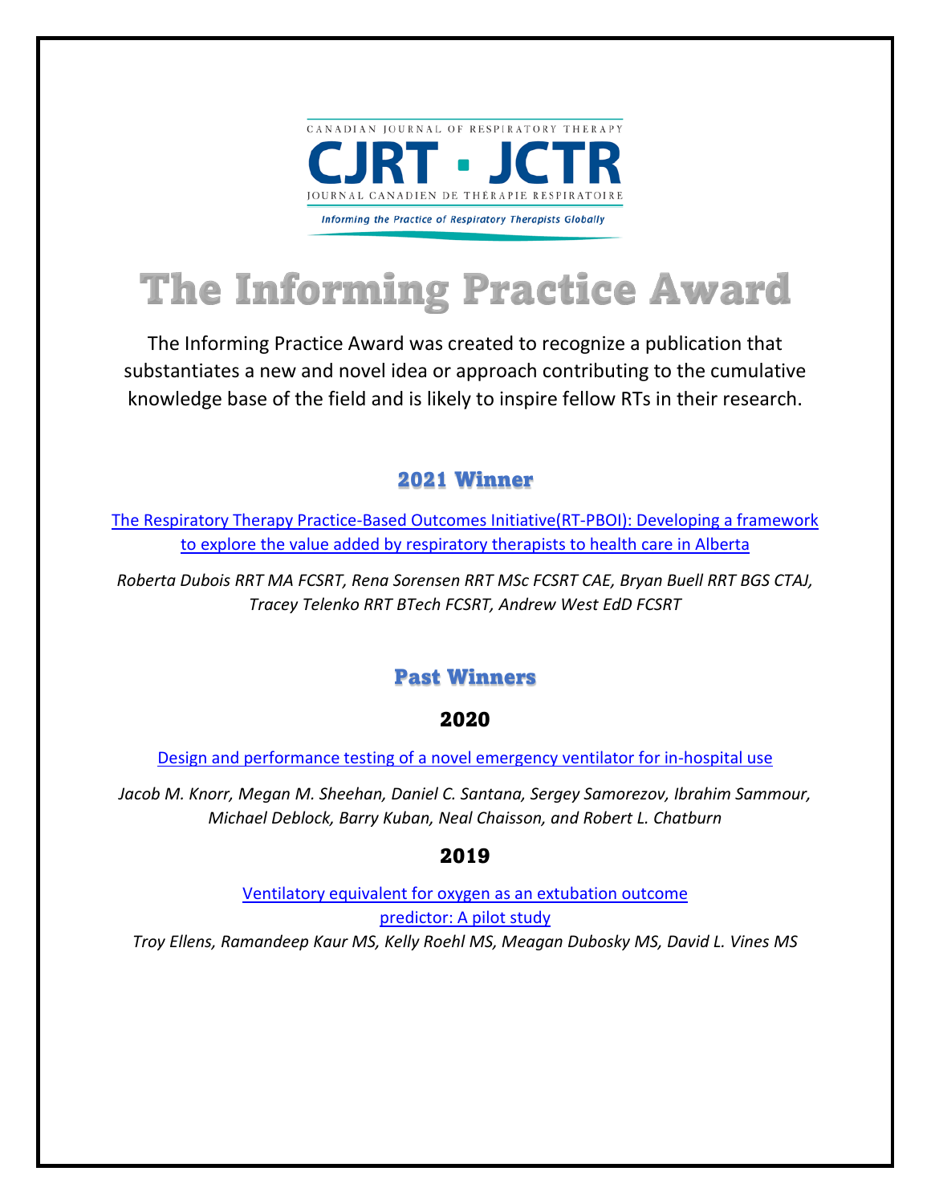CANADIAN JOURNAL OF RESPIRATORY THERAPY

CJRT · JCTR

JOURNAL CANADIEN DE THÉRAPIE RESPIRATOIRE

*Informing the Practice of Respiratory Therapists Globally*

# The Informing Practice Award

The Informing Practice Award was created to recognize a publication that substantiates a new and novel idea or approach contributing to the cumulative knowledge base of the field and is likely to inspire fellow RTs in their research.

## 2021 Winner

The Respiratory Therapy Practice-Based Outcomes Initiative(RT-PBOI): Developing a framework to explore the value added by respiratory therapists to health care in Alberta

*Roberta Dubois RRT MA FCSRT, Rena Sorensen RRT MSc FCSRT CAE, Bryan Buell RRT BGS CTAJ, Tracey Telenko RRT BTech FCSRT, Andrew West EdD FCSRT*

## Past Winners

### 2020

Design and performance testing of a novel emergency ventilator for in-hospital use

*Jacob M. Knorr, Megan M. Sheehan, Daniel C. Santana, Sergey Samorezov, Ibrahim Sammour, Michael Deblock, Barry Kuban, Neal Chaisson, and Robert L. Chatburn*

### 2019

Ventilatory equivalent for oxygen as an extubation outcome predictor: A pilot study

*Troy Ellens, Ramandeep Kaur MS, Kelly Roehl MS, Meagan Dubosky MS, David L. Vines MS*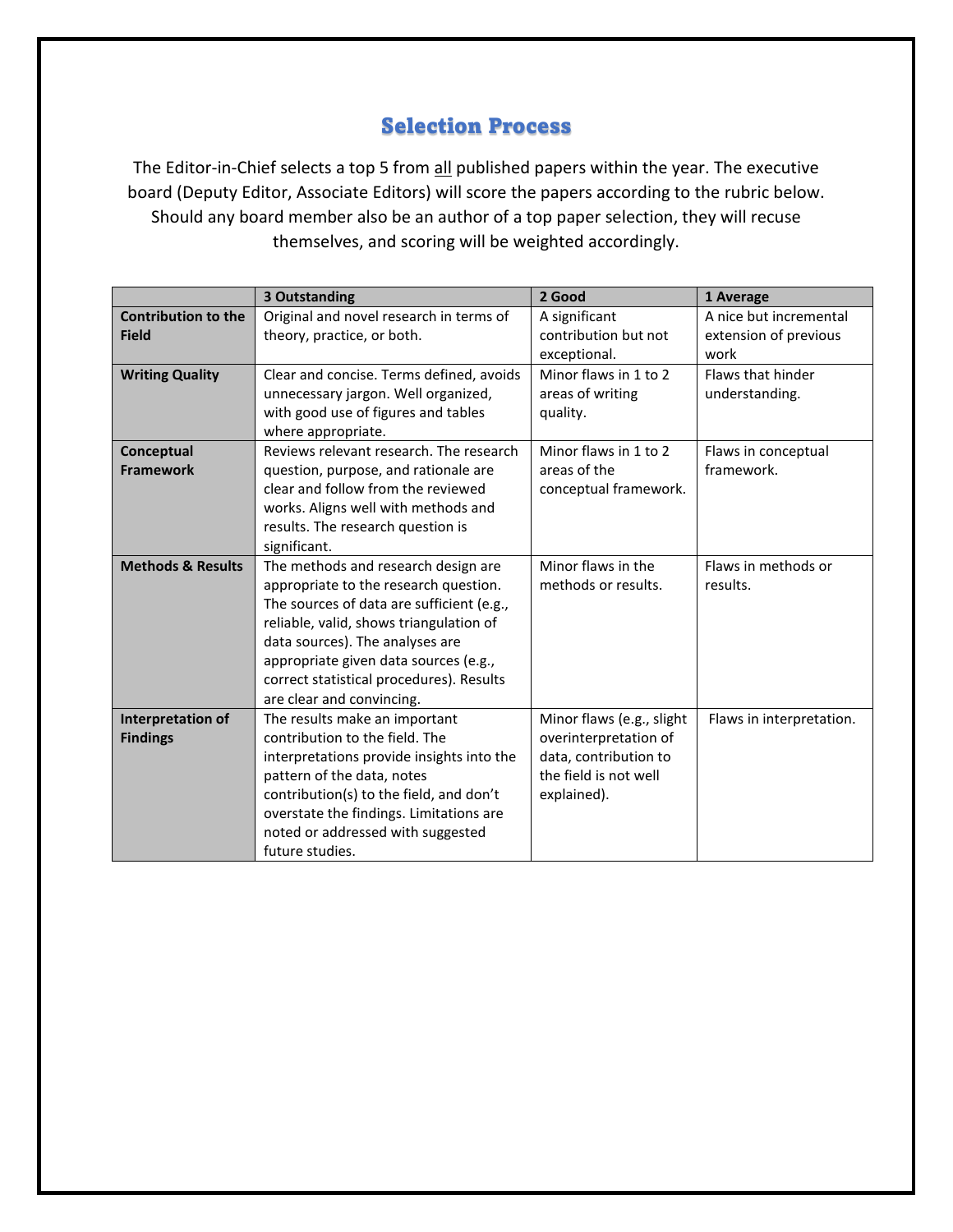# Selection Process

The Editor-in-Chief selects a top 5 from all published papers within the year. The executive board (Deputy Editor, Associate Editors) will score the papers according to the rubric below. Should any board member also be an author of a top paper selection, they will recuse themselves, and scoring will be weighted accordingly.

| | 3 Outstanding | 2 Good | 1 Average |
|---|---|---|---|
| **Contribution to the Field** | Original and novel research in terms of theory, practice, or both. | A significant contribution but not exceptional. | A nice but incremental extension of previous work |
| **Writing Quality** | Clear and concise. Terms defined, avoids unnecessary jargon. Well organized, with good use of figures and tables where appropriate. | Minor flaws in 1 to 2 areas of writing quality. | Flaws that hinder understanding. |
| **Conceptual Framework** | Reviews relevant research. The research question, purpose, and rationale are clear and follow from the reviewed works. Aligns well with methods and results. The research question is significant. | Minor flaws in 1 to 2 areas of the conceptual framework. | Flaws in conceptual framework. |
| **Methods & Results** | The methods and research design are appropriate to the research question. The sources of data are sufficient (e.g., reliable, valid, shows triangulation of data sources). The analyses are appropriate given data sources (e.g., correct statistical procedures). Results are clear and convincing. | Minor flaws in the methods or results. | Flaws in methods or results. |
| **Interpretation of Findings** | The results make an important contribution to the field. The interpretations provide insights into the pattern of the data, notes contribution(s) to the field, and don't overstate the findings. Limitations are noted or addressed with suggested future studies. | Minor flaws (e.g., slight overinterpretation of data, contribution to the field is not well explained). | Flaws in interpretation. |